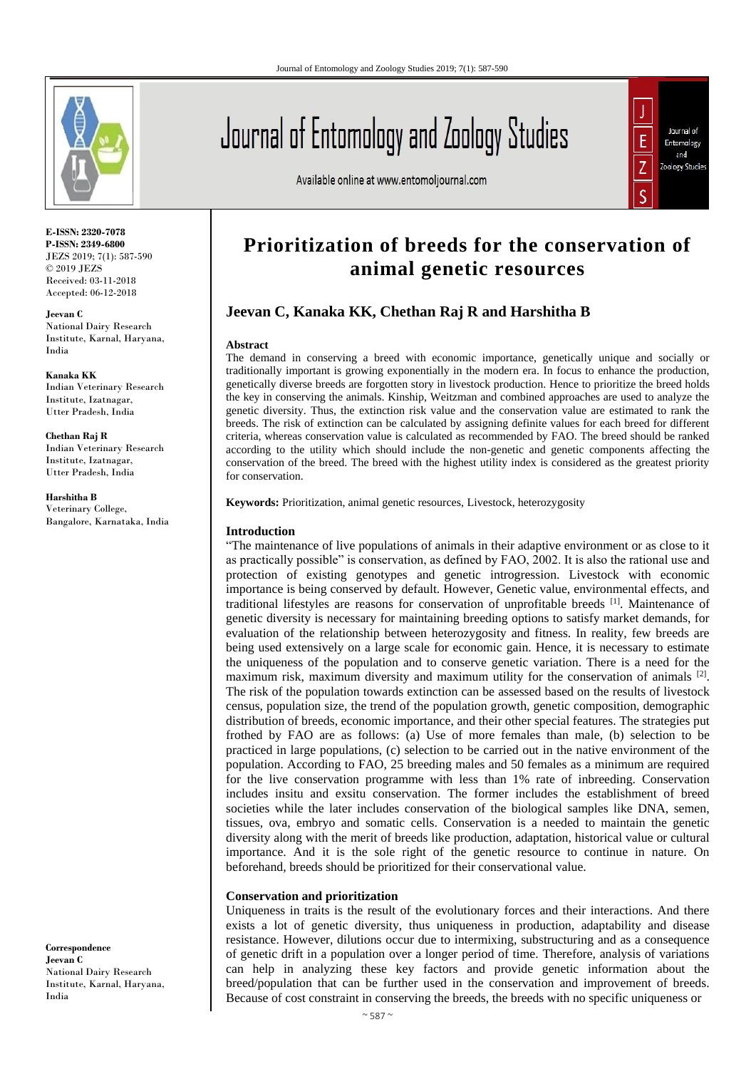E-ISSN: 2320-7078
P-ISSN: 2349-6800
JEZS 2019; 7(1): 587-590
© 2019 JEZS
Received: 03-11-2018
Accepted: 06-12-2018

**Jeevan C**
National Dairy Research Institute, Karnal, Haryana, India

**Kanaka KK**
Indian Veterinary Research Institute, Izatnagar, Utter Pradesh, India

**Chethan Raj R**
Indian Veterinary Research Institute, Izatnagar, Utter Pradesh, India

**Harshitha B**
Veterinary College, Bangalore, Karnataka, India

**Correspondence**
**Jeevan C**
National Dairy Research Institute, Karnal, Haryana, India

# Prioritization of breeds for the conservation of animal genetic resources

**Jeevan C, Kanaka KK, Chethan Raj R and Harshitha B**

## Abstract

The demand in conserving a breed with economic importance, genetically unique and socially or traditionally important is growing exponentially in the modern era. In focus to enhance the production, genetically diverse breeds are forgotten story in livestock production. Hence to prioritize the breed holds the key in conserving the animals. Kinship, Weitzman and combined approaches are used to analyze the genetic diversity. Thus, the extinction risk value and the conservation value are estimated to rank the breeds. The risk of extinction can be calculated by assigning definite values for each breed for different criteria, whereas conservation value is calculated as recommended by FAO. The breed should be ranked according to the utility which should include the non-genetic and genetic components affecting the conservation of the breed. The breed with the highest utility index is considered as the greatest priority for conservation.

**Keywords:** Prioritization, animal genetic resources, Livestock, heterozygosity

## Introduction

"The maintenance of live populations of animals in their adaptive environment or as close to it as practically possible" is conservation, as defined by FAO, 2002. It is also the rational use and protection of existing genotypes and genetic introgression. Livestock with economic importance is being conserved by default. However, Genetic value, environmental effects, and traditional lifestyles are reasons for conservation of unprofitable breeds [1]. Maintenance of genetic diversity is necessary for maintaining breeding options to satisfy market demands, for evaluation of the relationship between heterozygosity and fitness. In reality, few breeds are being used extensively on a large scale for economic gain. Hence, it is necessary to estimate the uniqueness of the population and to conserve genetic variation. There is a need for the maximum risk, maximum diversity and maximum utility for the conservation of animals [2]. The risk of the population towards extinction can be assessed based on the results of livestock census, population size, the trend of the population growth, genetic composition, demographic distribution of breeds, economic importance, and their other special features. The strategies put frothed by FAO are as follows: (a) Use of more females than male, (b) selection to be practiced in large populations, (c) selection to be carried out in the native environment of the population. According to FAO, 25 breeding males and 50 females as a minimum are required for the live conservation programme with less than 1% rate of inbreeding. Conservation includes insitu and exsitu conservation. The former includes the establishment of breed societies while the later includes conservation of the biological samples like DNA, semen, tissues, ova, embryo and somatic cells. Conservation is a needed to maintain the genetic diversity along with the merit of breeds like production, adaptation, historical value or cultural importance. And it is the sole right of the genetic resource to continue in nature. On beforehand, breeds should be prioritized for their conservational value.

### Conservation and prioritization

Uniqueness in traits is the result of the evolutionary forces and their interactions. And there exists a lot of genetic diversity, thus uniqueness in production, adaptability and disease resistance. However, dilutions occur due to intermixing, substructuring and as a consequence of genetic drift in a population over a longer period of time. Therefore, analysis of variations can help in analyzing these key factors and provide genetic information about the breed/population that can be further used in the conservation and improvement of breeds. Because of cost constraint in conserving the breeds, the breeds with no specific uniqueness or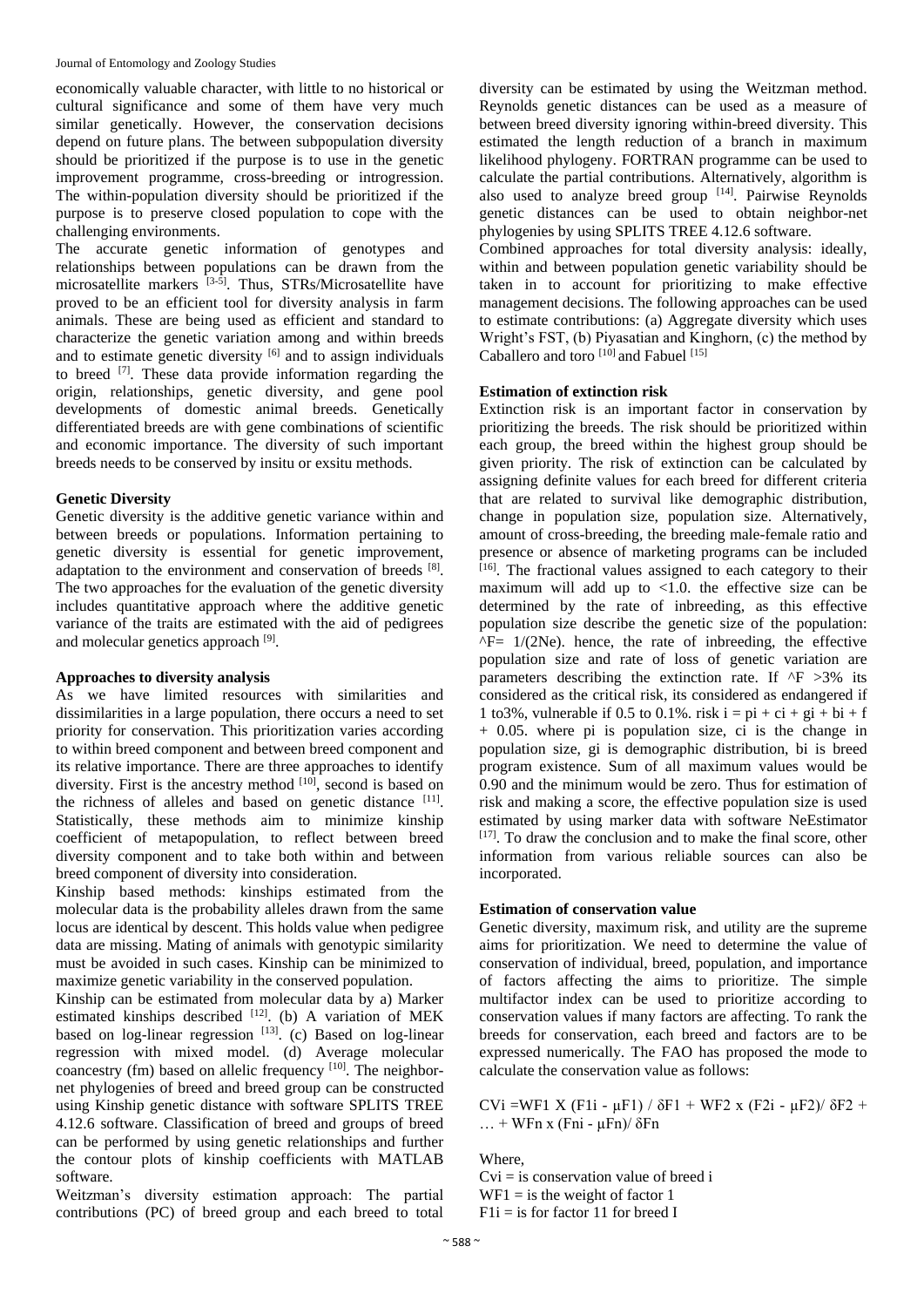economically valuable character, with little to no historical or cultural significance and some of them have very much similar genetically. However, the conservation decisions depend on future plans. The between subpopulation diversity should be prioritized if the purpose is to use in the genetic improvement programme, cross-breeding or introgression. The within-population diversity should be prioritized if the purpose is to preserve closed population to cope with the challenging environments.

The accurate genetic information of genotypes and relationships between populations can be drawn from the microsatellite markers [3-5]. Thus, STRs/Microsatellite have proved to be an efficient tool for diversity analysis in farm animals. These are being used as efficient and standard to characterize the genetic variation among and within breeds and to estimate genetic diversity [6] and to assign individuals to breed [7]. These data provide information regarding the origin, relationships, genetic diversity, and gene pool developments of domestic animal breeds. Genetically differentiated breeds are with gene combinations of scientific and economic importance. The diversity of such important breeds needs to be conserved by insitu or exsitu methods.

**Genetic Diversity**

Genetic diversity is the additive genetic variance within and between breeds or populations. Information pertaining to genetic diversity is essential for genetic improvement, adaptation to the environment and conservation of breeds [8]. The two approaches for the evaluation of the genetic diversity includes quantitative approach where the additive genetic variance of the traits are estimated with the aid of pedigrees and molecular genetics approach [9].

**Approaches to diversity analysis**

As we have limited resources with similarities and dissimilarities in a large population, there occurs a need to set priority for conservation. This prioritization varies according to within breed component and between breed component and its relative importance. There are three approaches to identify diversity. First is the ancestry method [10], second is based on the richness of alleles and based on genetic distance [11]. Statistically, these methods aim to minimize kinship coefficient of metapopulation, to reflect between breed diversity component and to take both within and between breed component of diversity into consideration.

Kinship based methods: kinships estimated from the molecular data is the probability alleles drawn from the same locus are identical by descent. This holds value when pedigree data are missing. Mating of animals with genotypic similarity must be avoided in such cases. Kinship can be minimized to maximize genetic variability in the conserved population.

Kinship can be estimated from molecular data by a) Marker estimated kinships described [12]. (b) A variation of MEK based on log-linear regression [13]. (c) Based on log-linear regression with mixed model. (d) Average molecular coancestry (fm) based on allelic frequency [10]. The neighbor-net phylogenies of breed and breed group can be constructed using Kinship genetic distance with software SPLITS TREE 4.12.6 software. Classification of breed and groups of breed can be performed by using genetic relationships and further the contour plots of kinship coefficients with MATLAB software.

Weitzman's diversity estimation approach: The partial contributions (PC) of breed group and each breed to total diversity can be estimated by using the Weitzman method. Reynolds genetic distances can be used as a measure of between breed diversity ignoring within-breed diversity. This estimated the length reduction of a branch in maximum likelihood phylogeny. FORTRAN programme can be used to calculate the partial contributions. Alternatively, algorithm is also used to analyze breed group [14]. Pairwise Reynolds genetic distances can be used to obtain neighbor-net phylogenies by using SPLITS TREE 4.12.6 software.

Combined approaches for total diversity analysis: ideally, within and between population genetic variability should be taken in to account for prioritizing to make effective management decisions. The following approaches can be used to estimate contributions: (a) Aggregate diversity which uses Wright's FST, (b) Piyasatian and Kinghorn, (c) the method by Caballero and toro [10] and Fabuel [15]

**Estimation of extinction risk**

Extinction risk is an important factor in conservation by prioritizing the breeds. The risk should be prioritized within each group, the breed within the highest group should be given priority. The risk of extinction can be calculated by assigning definite values for each breed for different criteria that are related to survival like demographic distribution, change in population size, population size. Alternatively, amount of cross-breeding, the breeding male-female ratio and presence or absence of marketing programs can be included [16]. The fractional values assigned to each category to their maximum will add up to <1.0. the effective size can be determined by the rate of inbreeding, as this effective population size describe the genetic size of the population: $\Delta F = 1/(2Ne)$. hence, the rate of inbreeding, the effective population size and rate of loss of genetic variation are parameters describing the extinction rate. If $\Delta F > 3\%$ its considered as the critical risk, its considered as endangered if 1 to3%, vulnerable if 0.5 to 0.1%. risk $i = pi + ci + gi + bi + f + 0.05$. where pi is population size, ci is the change in population size, gi is demographic distribution, bi is breed program existence. Sum of all maximum values would be 0.90 and the minimum would be zero. Thus for estimation of risk and making a score, the effective population size is used estimated by using marker data with software NeEstimator [17]. To draw the conclusion and to make the final score, other information from various reliable sources can also be incorporated.

**Estimation of conservation value**

Genetic diversity, maximum risk, and utility are the supreme aims for prioritization. We need to determine the value of conservation of individual, breed, population, and importance of factors affecting the aims to prioritize. The simple multifactor index can be used to prioritize according to conservation values if many factors are affecting. To rank the breeds for conservation, each breed and factors are to be expressed numerically. The FAO has proposed the mode to calculate the conservation value as follows:

$$CVi = WF1 \times (F1i - \mu F1) / \delta F1 + WF2 \times (F2i - \mu F2) / \delta F2 + \ldots + WFn \times (Fni - \mu Fn) / \delta Fn$$

Where,

Cvi = is conservation value of breed i

WF1 = is the weight of factor 1

F1i = is for factor 11 for breed I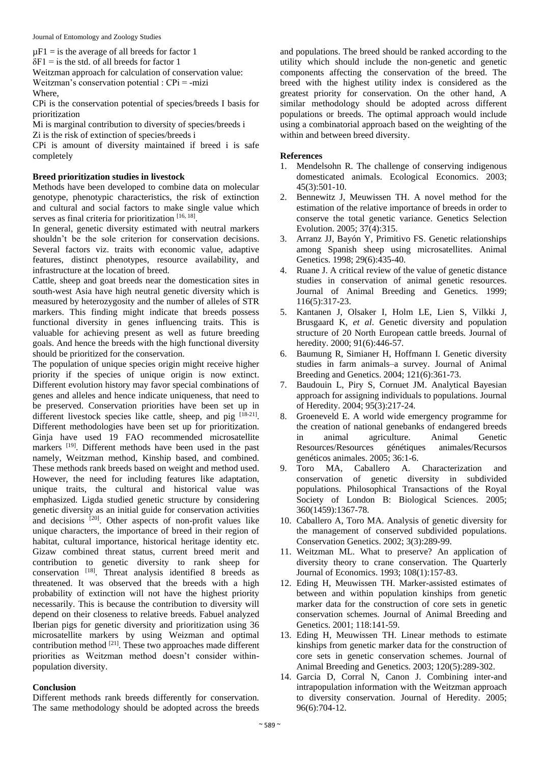$\mu F1$ = is the average of all breeds for factor 1

$\delta F1$ = is the std. of all breeds for factor 1

Weitzman approach for calculation of conservation value:

Weitzman's conservation potential : $CPi = -mizi$

Where,

CPi is the conservation potential of species/breeds I basis for prioritization

Mi is marginal contribution to diversity of species/breeds i

Zi is the risk of extinction of species/breeds i

CPi is amount of diversity maintained if breed i is safe completely

**Breed prioritization studies in livestock**

Methods have been developed to combine data on molecular genotype, phenotypic characteristics, the risk of extinction and cultural and social factors to make single value which serves as final criteria for prioritization [16, 18].

In general, genetic diversity estimated with neutral markers shouldn't be the sole criterion for conservation decisions. Several factors viz. traits with economic value, adaptive features, distinct phenotypes, resource availability, and infrastructure at the location of breed.

Cattle, sheep and goat breeds near the domestication sites in south-west Asia have high neutral genetic diversity which is measured by heterozygosity and the number of alleles of STR markers. This finding might indicate that breeds possess functional diversity in genes influencing traits. This is valuable for achieving present as well as future breeding goals. And hence the breeds with the high functional diversity should be prioritized for the conservation.

The population of unique species origin might receive higher priority if the species of unique origin is now extinct. Different evolution history may favor special combinations of genes and alleles and hence indicate uniqueness, that need to be preserved. Conservation priorities have been set up in different livestock species like cattle, sheep, and pig [18-21]. Different methodologies have been set up for prioritization. Ginja have used 19 FAO recommended microsatellite markers [19]. Different methods have been used in the past namely, Weitzman method, Kinship based, and combined. These methods rank breeds based on weight and method used. However, the need for including features like adaptation, unique traits, the cultural and historical value was emphasized. Ligda studied genetic structure by considering genetic diversity as an initial guide for conservation activities and decisions [20]. Other aspects of non-profit values like unique characters, the importance of breed in their region of habitat, cultural importance, historical heritage identity etc. Gizaw combined threat status, current breed merit and contribution to genetic diversity to rank sheep for conservation [18]. Threat analysis identified 8 breeds as threatened. It was observed that the breeds with a high probability of extinction will not have the highest priority necessarily. This is because the contribution to diversity will depend on their closeness to relative breeds. Fabuel analyzed Iberian pigs for genetic diversity and prioritization using 36 microsatellite markers by using Weizman and optimal contribution method [21]. These two approaches made different priorities as Weitzman method doesn't consider within-population diversity.

**Conclusion**

Different methods rank breeds differently for conservation. The same methodology should be adopted across the breeds and populations. The breed should be ranked according to the utility which should include the non-genetic and genetic components affecting the conservation of the breed. The breed with the highest utility index is considered as the greatest priority for conservation. On the other hand, A similar methodology should be adopted across different populations or breeds. The optimal approach would include using a combinatorial approach based on the weighting of the within and between breed diversity.

**References**

1. Mendelsohn R. The challenge of conserving indigenous domesticated animals. Ecological Economics. 2003; 45(3):501-10.
2. Bennewitz J, Meuwissen TH. A novel method for the estimation of the relative importance of breeds in order to conserve the total genetic variance. Genetics Selection Evolution. 2005; 37(4):315.
3. Arranz JJ, Bayón Y, Primitivo FS. Genetic relationships among Spanish sheep using microsatellites. Animal Genetics. 1998; 29(6):435-40.
4. Ruane J. A critical review of the value of genetic distance studies in conservation of animal genetic resources. Journal of Animal Breeding and Genetics. 1999; 116(5):317-23.
5. Kantanen J, Olsaker I, Holm LE, Lien S, Vilkki J, Brusgaard K, *et al*. Genetic diversity and population structure of 20 North European cattle breeds. Journal of heredity. 2000; 91(6):446-57.
6. Baumung R, Simianer H, Hoffmann I. Genetic diversity studies in farm animals–a survey. Journal of Animal Breeding and Genetics. 2004; 121(6):361-73.
7. Baudouin L, Piry S, Cornuet JM. Analytical Bayesian approach for assigning individuals to populations. Journal of Heredity. 2004; 95(3):217-24.
8. Groeneveld E. A world wide emergency programme for the creation of national genebanks of endangered breeds in animal agriculture. Animal Genetic Resources/Resources génétiques animales/Recursos genéticos animales. 2005; 36:1-6.
9. Toro MA, Caballero A. Characterization and conservation of genetic diversity in subdivided populations. Philosophical Transactions of the Royal Society of London B: Biological Sciences. 2005; 360(1459):1367-78.
10. Caballero A, Toro MA. Analysis of genetic diversity for the management of conserved subdivided populations. Conservation Genetics. 2002; 3(3):289-99.
11. Weitzman ML. What to preserve? An application of diversity theory to crane conservation. The Quarterly Journal of Economics. 1993; 108(1):157-83.
12. Eding H, Meuwissen TH. Marker-assisted estimates of between and within population kinships from genetic marker data for the construction of core sets in genetic conservation schemes. Journal of Animal Breeding and Genetics. 2001; 118:141-59.
13. Eding H, Meuwissen TH. Linear methods to estimate kinships from genetic marker data for the construction of core sets in genetic conservation schemes. Journal of Animal Breeding and Genetics. 2003; 120(5):289-302.
14. Garcia D, Corral N, Canon J. Combining inter-and intrapopulation information with the Weitzman approach to diversity conservation. Journal of Heredity. 2005; 96(6):704-12.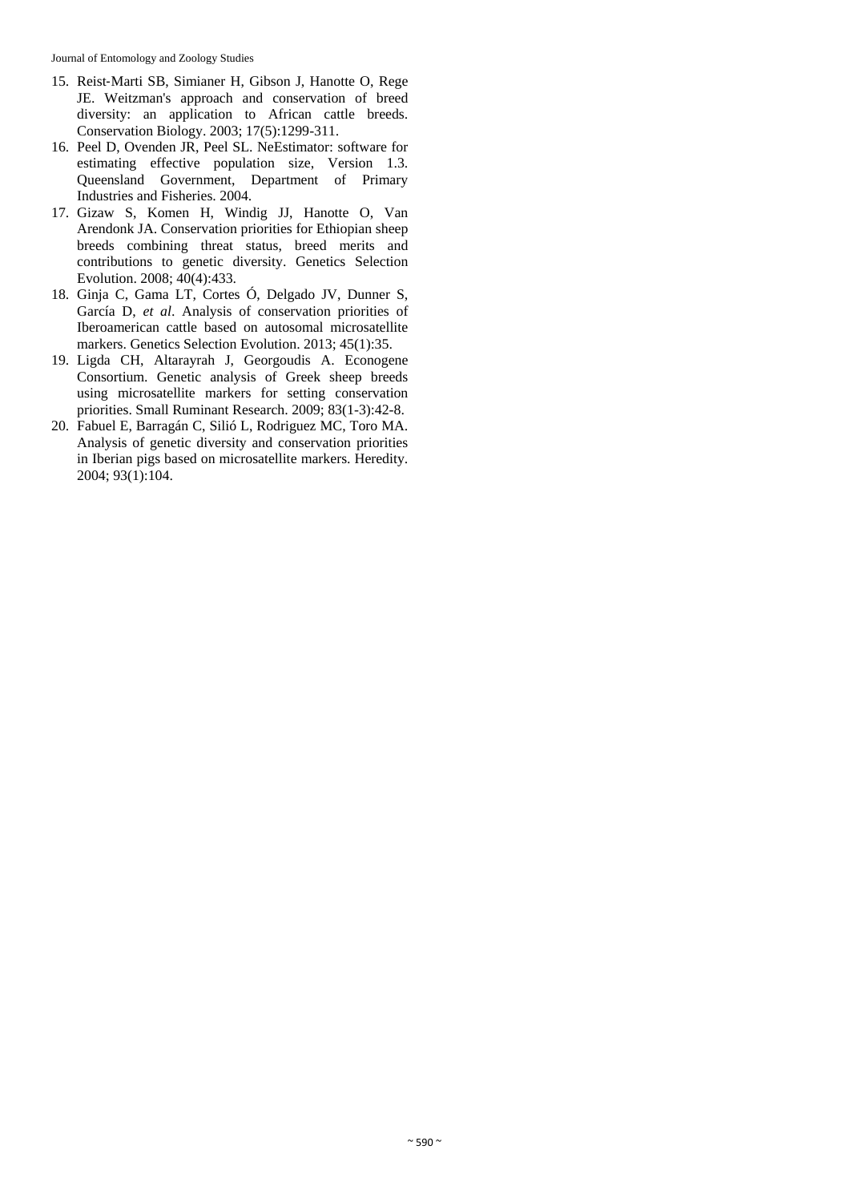15. Reist‐Marti SB, Simianer H, Gibson J, Hanotte O, Rege JE. Weitzman's approach and conservation of breed diversity: an application to African cattle breeds. Conservation Biology. 2003; 17(5):1299-311.
16. Peel D, Ovenden JR, Peel SL. NeEstimator: software for estimating effective population size, Version 1.3. Queensland Government, Department of Primary Industries and Fisheries. 2004.
17. Gizaw S, Komen H, Windig JJ, Hanotte O, Van Arendonk JA. Conservation priorities for Ethiopian sheep breeds combining threat status, breed merits and contributions to genetic diversity. Genetics Selection Evolution. 2008; 40(4):433.
18. Ginja C, Gama LT, Cortes Ó, Delgado JV, Dunner S, García D, *et al*. Analysis of conservation priorities of Iberoamerican cattle based on autosomal microsatellite markers. Genetics Selection Evolution. 2013; 45(1):35.
19. Ligda CH, Altarayrah J, Georgoudis A. Econogene Consortium. Genetic analysis of Greek sheep breeds using microsatellite markers for setting conservation priorities. Small Ruminant Research. 2009; 83(1-3):42-8.
20. Fabuel E, Barragán C, Silió L, Rodriguez MC, Toro MA. Analysis of genetic diversity and conservation priorities in Iberian pigs based on microsatellite markers. Heredity. 2004; 93(1):104.